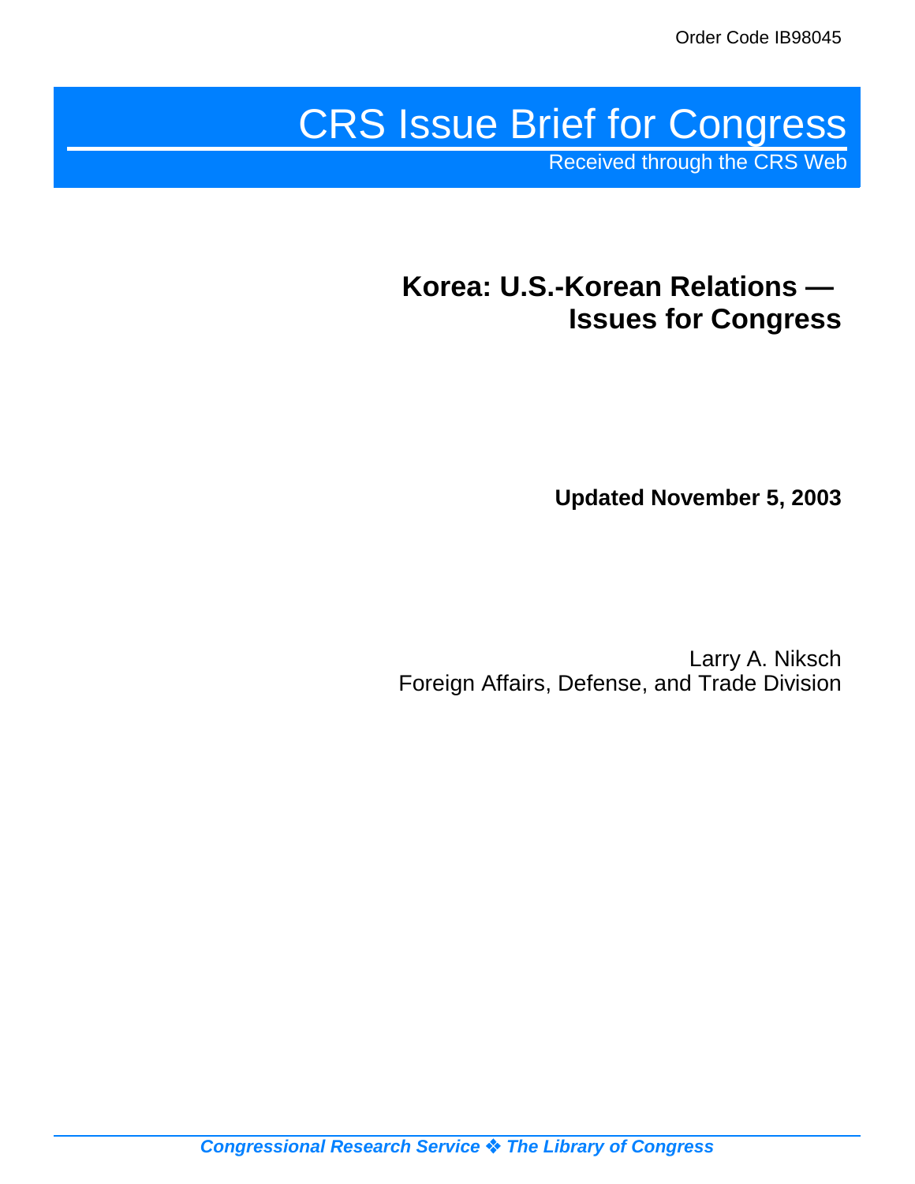Order Code IB98045

# CRS Issue Brief for Congress

Received through the CRS Web

## Korea: U.S.-Korean Relations — Issues for Congress

**Updated November 5, 2003**

Larry A. Niksch
Foreign Affairs, Defense, and Trade Division

*Congressional Research Service ❖ The Library of Congress*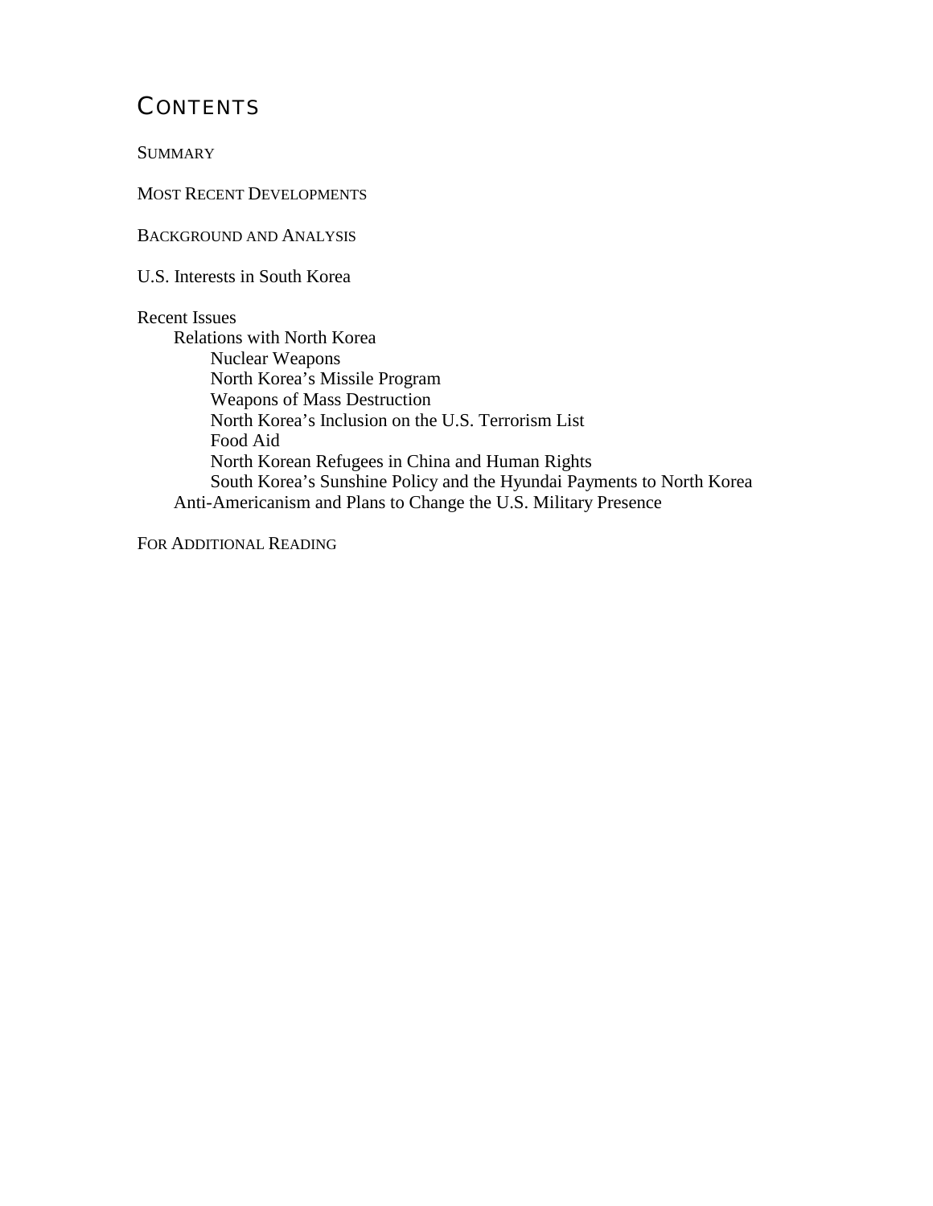## Contents

Summary

Most Recent Developments

Background and Analysis

U.S. Interests in South Korea

Recent Issues
- Relations with North Korea
  - Nuclear Weapons
  - North Korea's Missile Program
  - Weapons of Mass Destruction
  - North Korea's Inclusion on the U.S. Terrorism List
  - Food Aid
  - North Korean Refugees in China and Human Rights
  - South Korea's Sunshine Policy and the Hyundai Payments to North Korea
- Anti-Americanism and Plans to Change the U.S. Military Presence

For Additional Reading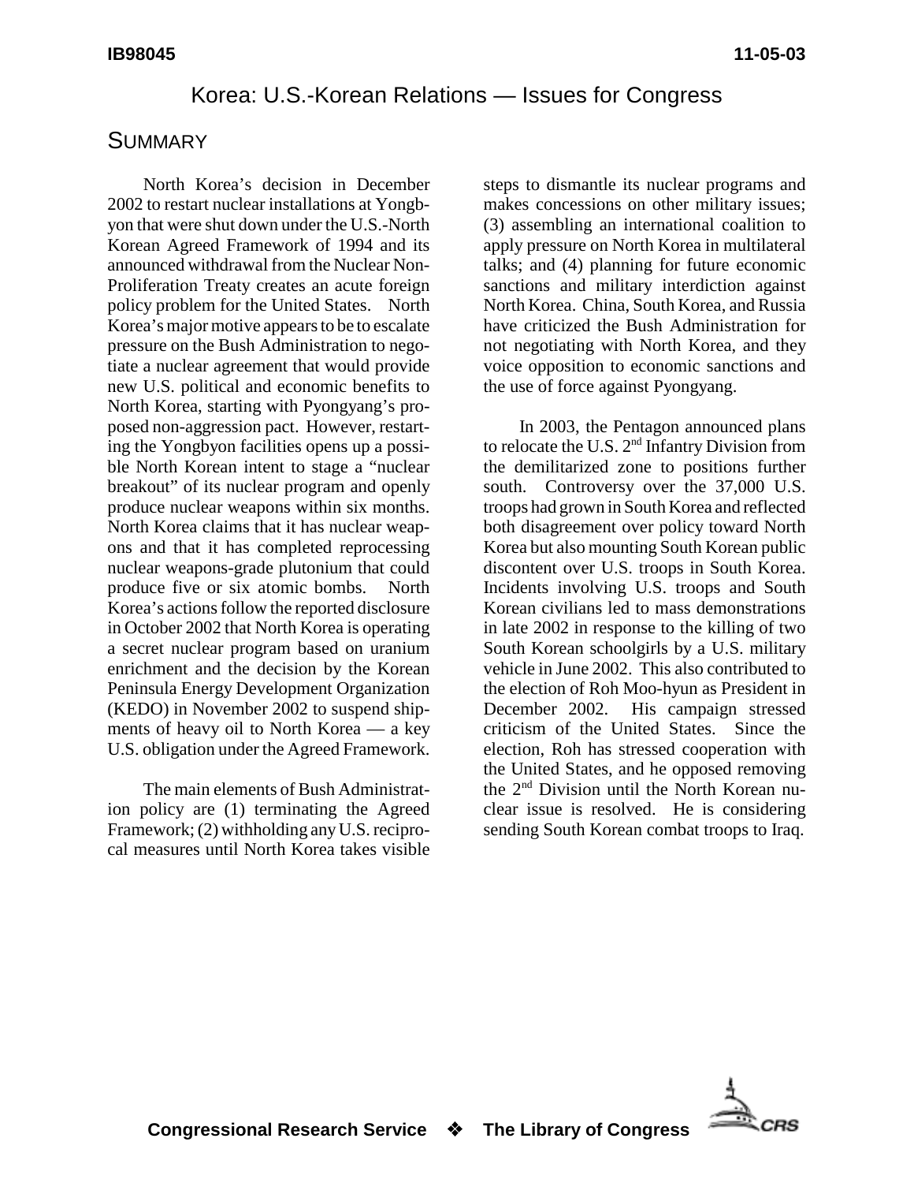# Korea: U.S.-Korean Relations — Issues for Congress

## Summary

North Korea's decision in December 2002 to restart nuclear installations at Yongbyon that were shut down under the U.S.-North Korean Agreed Framework of 1994 and its announced withdrawal from the Nuclear Non-Proliferation Treaty creates an acute foreign policy problem for the United States. North Korea's major motive appears to be to escalate pressure on the Bush Administration to negotiate a nuclear agreement that would provide new U.S. political and economic benefits to North Korea, starting with Pyongyang's proposed non-aggression pact. However, restarting the Yongbyon facilities opens up a possible North Korean intent to stage a "nuclear breakout" of its nuclear program and openly produce nuclear weapons within six months. North Korea claims that it has nuclear weapons and that it has completed reprocessing nuclear weapons-grade plutonium that could produce five or six atomic bombs. North Korea's actions follow the reported disclosure in October 2002 that North Korea is operating a secret nuclear program based on uranium enrichment and the decision by the Korean Peninsula Energy Development Organization (KEDO) in November 2002 to suspend shipments of heavy oil to North Korea — a key U.S. obligation under the Agreed Framework.

The main elements of Bush Administration policy are (1) terminating the Agreed Framework; (2) withholding any U.S. reciprocal measures until North Korea takes visible steps to dismantle its nuclear programs and makes concessions on other military issues; (3) assembling an international coalition to apply pressure on North Korea in multilateral talks; and (4) planning for future economic sanctions and military interdiction against North Korea. China, South Korea, and Russia have criticized the Bush Administration for not negotiating with North Korea, and they voice opposition to economic sanctions and the use of force against Pyongyang.

In 2003, the Pentagon announced plans to relocate the U.S. 2nd Infantry Division from the demilitarized zone to positions further south. Controversy over the 37,000 U.S. troops had grown in South Korea and reflected both disagreement over policy toward North Korea but also mounting South Korean public discontent over U.S. troops in South Korea. Incidents involving U.S. troops and South Korean civilians led to mass demonstrations in late 2002 in response to the killing of two South Korean schoolgirls by a U.S. military vehicle in June 2002. This also contributed to the election of Roh Moo-hyun as President in December 2002. His campaign stressed criticism of the United States. Since the election, Roh has stressed cooperation with the United States, and he opposed removing the 2nd Division until the North Korean nuclear issue is resolved. He is considering sending South Korean combat troops to Iraq.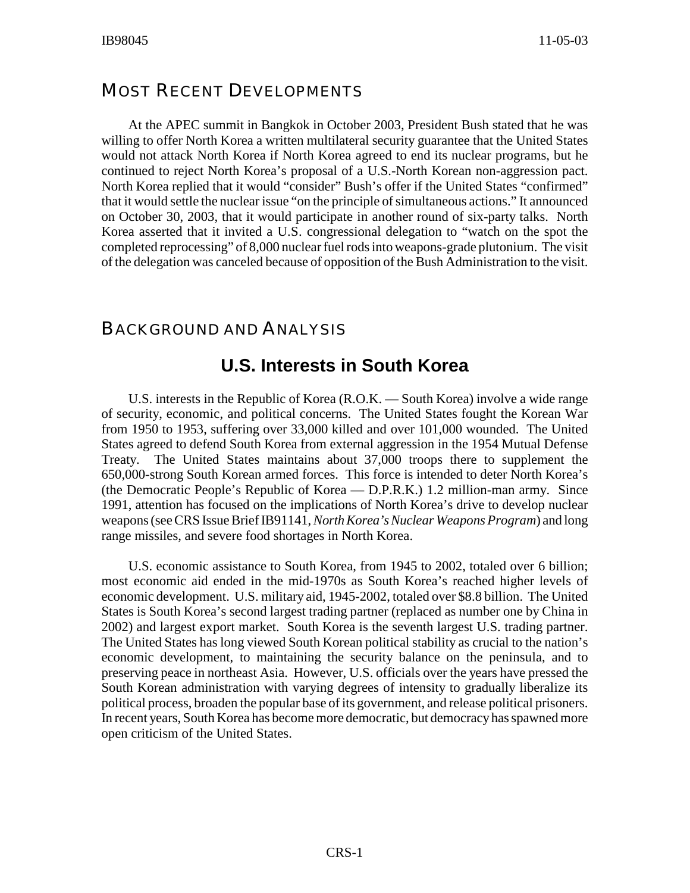## MOST RECENT DEVELOPMENTS

At the APEC summit in Bangkok in October 2003, President Bush stated that he was willing to offer North Korea a written multilateral security guarantee that the United States would not attack North Korea if North Korea agreed to end its nuclear programs, but he continued to reject North Korea's proposal of a U.S.-North Korean non-aggression pact. North Korea replied that it would "consider" Bush's offer if the United States "confirmed" that it would settle the nuclear issue "on the principle of simultaneous actions." It announced on October 30, 2003, that it would participate in another round of six-party talks. North Korea asserted that it invited a U.S. congressional delegation to "watch on the spot the completed reprocessing" of 8,000 nuclear fuel rods into weapons-grade plutonium. The visit of the delegation was canceled because of opposition of the Bush Administration to the visit.

## BACKGROUND AND ANALYSIS

### U.S. Interests in South Korea

U.S. interests in the Republic of Korea (R.O.K. — South Korea) involve a wide range of security, economic, and political concerns. The United States fought the Korean War from 1950 to 1953, suffering over 33,000 killed and over 101,000 wounded. The United States agreed to defend South Korea from external aggression in the 1954 Mutual Defense Treaty. The United States maintains about 37,000 troops there to supplement the 650,000-strong South Korean armed forces. This force is intended to deter North Korea's (the Democratic People's Republic of Korea — D.P.R.K.) 1.2 million-man army. Since 1991, attention has focused on the implications of North Korea's drive to develop nuclear weapons (see CRS Issue Brief IB91141, *North Korea's Nuclear Weapons Program*) and long range missiles, and severe food shortages in North Korea.

U.S. economic assistance to South Korea, from 1945 to 2002, totaled over 6 billion; most economic aid ended in the mid-1970s as South Korea's reached higher levels of economic development. U.S. military aid, 1945-2002, totaled over $8.8 billion. The United States is South Korea's second largest trading partner (replaced as number one by China in 2002) and largest export market. South Korea is the seventh largest U.S. trading partner. The United States has long viewed South Korean political stability as crucial to the nation's economic development, to maintaining the security balance on the peninsula, and to preserving peace in northeast Asia. However, U.S. officials over the years have pressed the South Korean administration with varying degrees of intensity to gradually liberalize its political process, broaden the popular base of its government, and release political prisoners. In recent years, South Korea has become more democratic, but democracy has spawned more open criticism of the United States.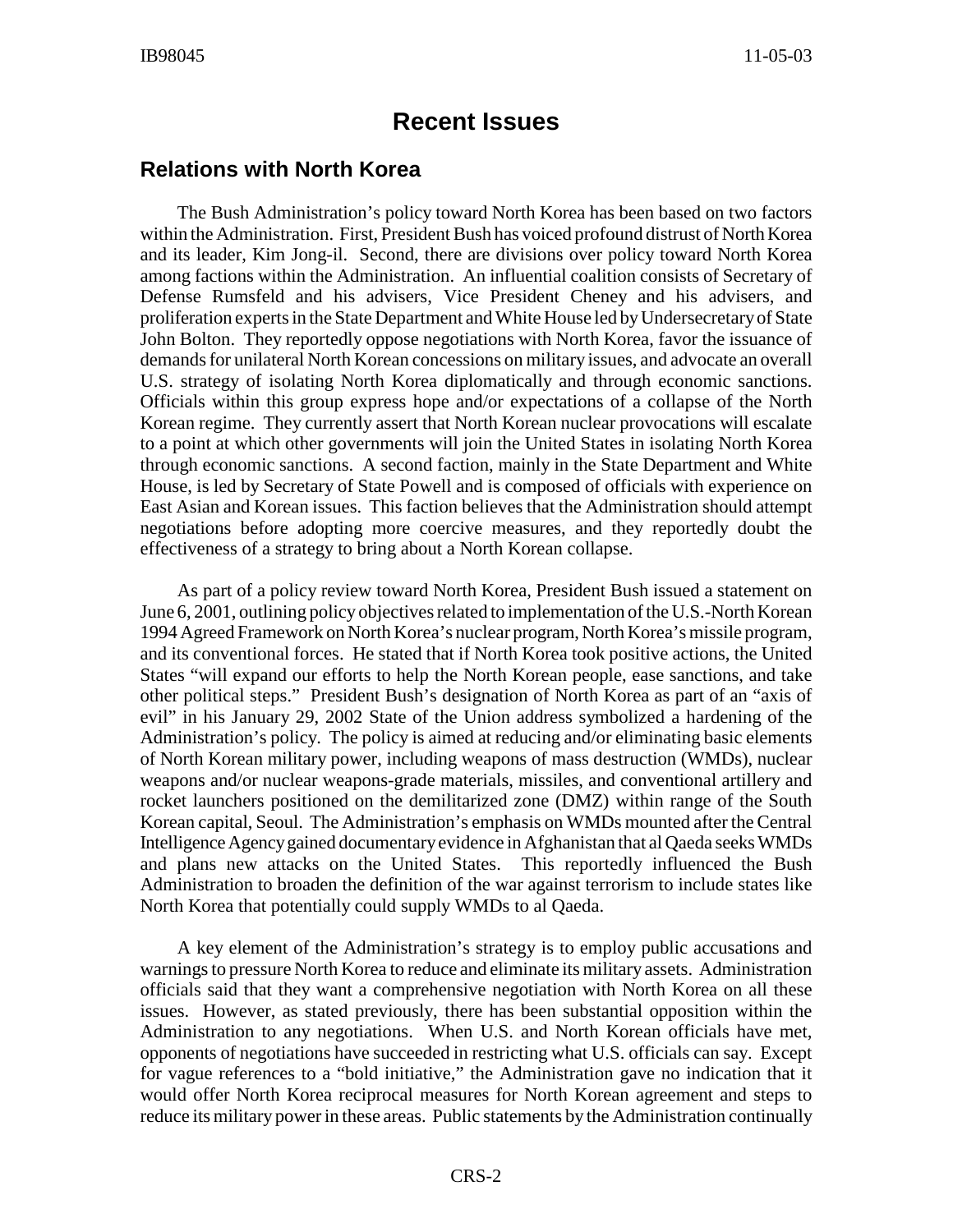# Recent Issues

## Relations with North Korea

The Bush Administration's policy toward North Korea has been based on two factors within the Administration. First, President Bush has voiced profound distrust of North Korea and its leader, Kim Jong-il. Second, there are divisions over policy toward North Korea among factions within the Administration. An influential coalition consists of Secretary of Defense Rumsfeld and his advisers, Vice President Cheney and his advisers, and proliferation experts in the State Department and White House led by Undersecretary of State John Bolton. They reportedly oppose negotiations with North Korea, favor the issuance of demands for unilateral North Korean concessions on military issues, and advocate an overall U.S. strategy of isolating North Korea diplomatically and through economic sanctions. Officials within this group express hope and/or expectations of a collapse of the North Korean regime. They currently assert that North Korean nuclear provocations will escalate to a point at which other governments will join the United States in isolating North Korea through economic sanctions. A second faction, mainly in the State Department and White House, is led by Secretary of State Powell and is composed of officials with experience on East Asian and Korean issues. This faction believes that the Administration should attempt negotiations before adopting more coercive measures, and they reportedly doubt the effectiveness of a strategy to bring about a North Korean collapse.

As part of a policy review toward North Korea, President Bush issued a statement on June 6, 2001, outlining policy objectives related to implementation of the U.S.-North Korean 1994 Agreed Framework on North Korea's nuclear program, North Korea's missile program, and its conventional forces. He stated that if North Korea took positive actions, the United States "will expand our efforts to help the North Korean people, ease sanctions, and take other political steps." President Bush's designation of North Korea as part of an "axis of evil" in his January 29, 2002 State of the Union address symbolized a hardening of the Administration's policy. The policy is aimed at reducing and/or eliminating basic elements of North Korean military power, including weapons of mass destruction (WMDs), nuclear weapons and/or nuclear weapons-grade materials, missiles, and conventional artillery and rocket launchers positioned on the demilitarized zone (DMZ) within range of the South Korean capital, Seoul. The Administration's emphasis on WMDs mounted after the Central Intelligence Agency gained documentary evidence in Afghanistan that al Qaeda seeks WMDs and plans new attacks on the United States. This reportedly influenced the Bush Administration to broaden the definition of the war against terrorism to include states like North Korea that potentially could supply WMDs to al Qaeda.

A key element of the Administration's strategy is to employ public accusations and warnings to pressure North Korea to reduce and eliminate its military assets. Administration officials said that they want a comprehensive negotiation with North Korea on all these issues. However, as stated previously, there has been substantial opposition within the Administration to any negotiations. When U.S. and North Korean officials have met, opponents of negotiations have succeeded in restricting what U.S. officials can say. Except for vague references to a "bold initiative," the Administration gave no indication that it would offer North Korea reciprocal measures for North Korean agreement and steps to reduce its military power in these areas. Public statements by the Administration continually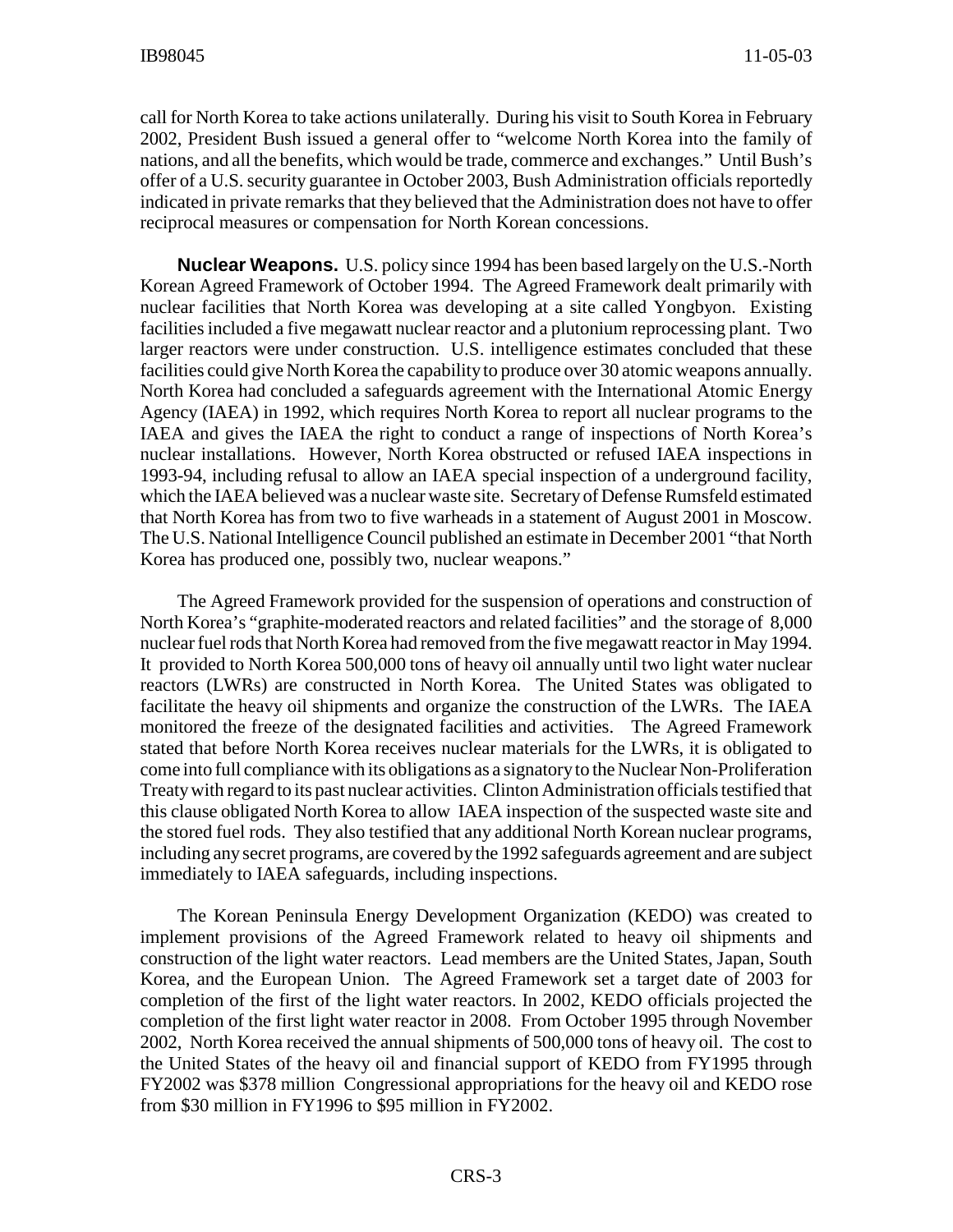call for North Korea to take actions unilaterally. During his visit to South Korea in February 2002, President Bush issued a general offer to "welcome North Korea into the family of nations, and all the benefits, which would be trade, commerce and exchanges." Until Bush's offer of a U.S. security guarantee in October 2003, Bush Administration officials reportedly indicated in private remarks that they believed that the Administration does not have to offer reciprocal measures or compensation for North Korean concessions.

**Nuclear Weapons.** U.S. policy since 1994 has been based largely on the U.S.-North Korean Agreed Framework of October 1994. The Agreed Framework dealt primarily with nuclear facilities that North Korea was developing at a site called Yongbyon. Existing facilities included a five megawatt nuclear reactor and a plutonium reprocessing plant. Two larger reactors were under construction. U.S. intelligence estimates concluded that these facilities could give North Korea the capability to produce over 30 atomic weapons annually. North Korea had concluded a safeguards agreement with the International Atomic Energy Agency (IAEA) in 1992, which requires North Korea to report all nuclear programs to the IAEA and gives the IAEA the right to conduct a range of inspections of North Korea's nuclear installations. However, North Korea obstructed or refused IAEA inspections in 1993-94, including refusal to allow an IAEA special inspection of a underground facility, which the IAEA believed was a nuclear waste site. Secretary of Defense Rumsfeld estimated that North Korea has from two to five warheads in a statement of August 2001 in Moscow. The U.S. National Intelligence Council published an estimate in December 2001 "that North Korea has produced one, possibly two, nuclear weapons."

The Agreed Framework provided for the suspension of operations and construction of North Korea's "graphite-moderated reactors and related facilities" and the storage of 8,000 nuclear fuel rods that North Korea had removed from the five megawatt reactor in May 1994. It provided to North Korea 500,000 tons of heavy oil annually until two light water nuclear reactors (LWRs) are constructed in North Korea. The United States was obligated to facilitate the heavy oil shipments and organize the construction of the LWRs. The IAEA monitored the freeze of the designated facilities and activities. The Agreed Framework stated that before North Korea receives nuclear materials for the LWRs, it is obligated to come into full compliance with its obligations as a signatory to the Nuclear Non-Proliferation Treaty with regard to its past nuclear activities. Clinton Administration officials testified that this clause obligated North Korea to allow IAEA inspection of the suspected waste site and the stored fuel rods. They also testified that any additional North Korean nuclear programs, including any secret programs, are covered by the 1992 safeguards agreement and are subject immediately to IAEA safeguards, including inspections.

The Korean Peninsula Energy Development Organization (KEDO) was created to implement provisions of the Agreed Framework related to heavy oil shipments and construction of the light water reactors. Lead members are the United States, Japan, South Korea, and the European Union. The Agreed Framework set a target date of 2003 for completion of the first of the light water reactors. In 2002, KEDO officials projected the completion of the first light water reactor in 2008. From October 1995 through November 2002, North Korea received the annual shipments of 500,000 tons of heavy oil. The cost to the United States of the heavy oil and financial support of KEDO from FY1995 through FY2002 was $378 million Congressional appropriations for the heavy oil and KEDO rose from $30 million in FY1996 to $95 million in FY2002.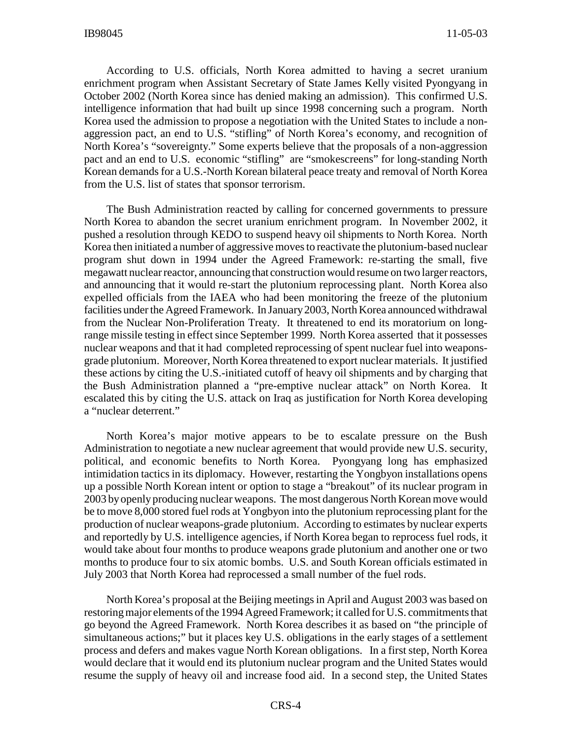According to U.S. officials, North Korea admitted to having a secret uranium enrichment program when Assistant Secretary of State James Kelly visited Pyongyang in October 2002 (North Korea since has denied making an admission). This confirmed U.S. intelligence information that had built up since 1998 concerning such a program. North Korea used the admission to propose a negotiation with the United States to include a non-aggression pact, an end to U.S. "stifling" of North Korea's economy, and recognition of North Korea's "sovereignty." Some experts believe that the proposals of a non-aggression pact and an end to U.S. economic "stifling" are "smokescreens" for long-standing North Korean demands for a U.S.-North Korean bilateral peace treaty and removal of North Korea from the U.S. list of states that sponsor terrorism.

The Bush Administration reacted by calling for concerned governments to pressure North Korea to abandon the secret uranium enrichment program. In November 2002, it pushed a resolution through KEDO to suspend heavy oil shipments to North Korea. North Korea then initiated a number of aggressive moves to reactivate the plutonium-based nuclear program shut down in 1994 under the Agreed Framework: re-starting the small, five megawatt nuclear reactor, announcing that construction would resume on two larger reactors, and announcing that it would re-start the plutonium reprocessing plant. North Korea also expelled officials from the IAEA who had been monitoring the freeze of the plutonium facilities under the Agreed Framework. In January 2003, North Korea announced withdrawal from the Nuclear Non-Proliferation Treaty. It threatened to end its moratorium on long-range missile testing in effect since September 1999. North Korea asserted that it possesses nuclear weapons and that it had completed reprocessing of spent nuclear fuel into weapons-grade plutonium. Moreover, North Korea threatened to export nuclear materials. It justified these actions by citing the U.S.-initiated cutoff of heavy oil shipments and by charging that the Bush Administration planned a "pre-emptive nuclear attack" on North Korea. It escalated this by citing the U.S. attack on Iraq as justification for North Korea developing a "nuclear deterrent."

North Korea's major motive appears to be to escalate pressure on the Bush Administration to negotiate a new nuclear agreement that would provide new U.S. security, political, and economic benefits to North Korea. Pyongyang long has emphasized intimidation tactics in its diplomacy. However, restarting the Yongbyon installations opens up a possible North Korean intent or option to stage a "breakout" of its nuclear program in 2003 by openly producing nuclear weapons. The most dangerous North Korean move would be to move 8,000 stored fuel rods at Yongbyon into the plutonium reprocessing plant for the production of nuclear weapons-grade plutonium. According to estimates by nuclear experts and reportedly by U.S. intelligence agencies, if North Korea began to reprocess fuel rods, it would take about four months to produce weapons grade plutonium and another one or two months to produce four to six atomic bombs. U.S. and South Korean officials estimated in July 2003 that North Korea had reprocessed a small number of the fuel rods.

North Korea's proposal at the Beijing meetings in April and August 2003 was based on restoring major elements of the 1994 Agreed Framework; it called for U.S. commitments that go beyond the Agreed Framework. North Korea describes it as based on "the principle of simultaneous actions;" but it places key U.S. obligations in the early stages of a settlement process and defers and makes vague North Korean obligations. In a first step, North Korea would declare that it would end its plutonium nuclear program and the United States would resume the supply of heavy oil and increase food aid. In a second step, the United States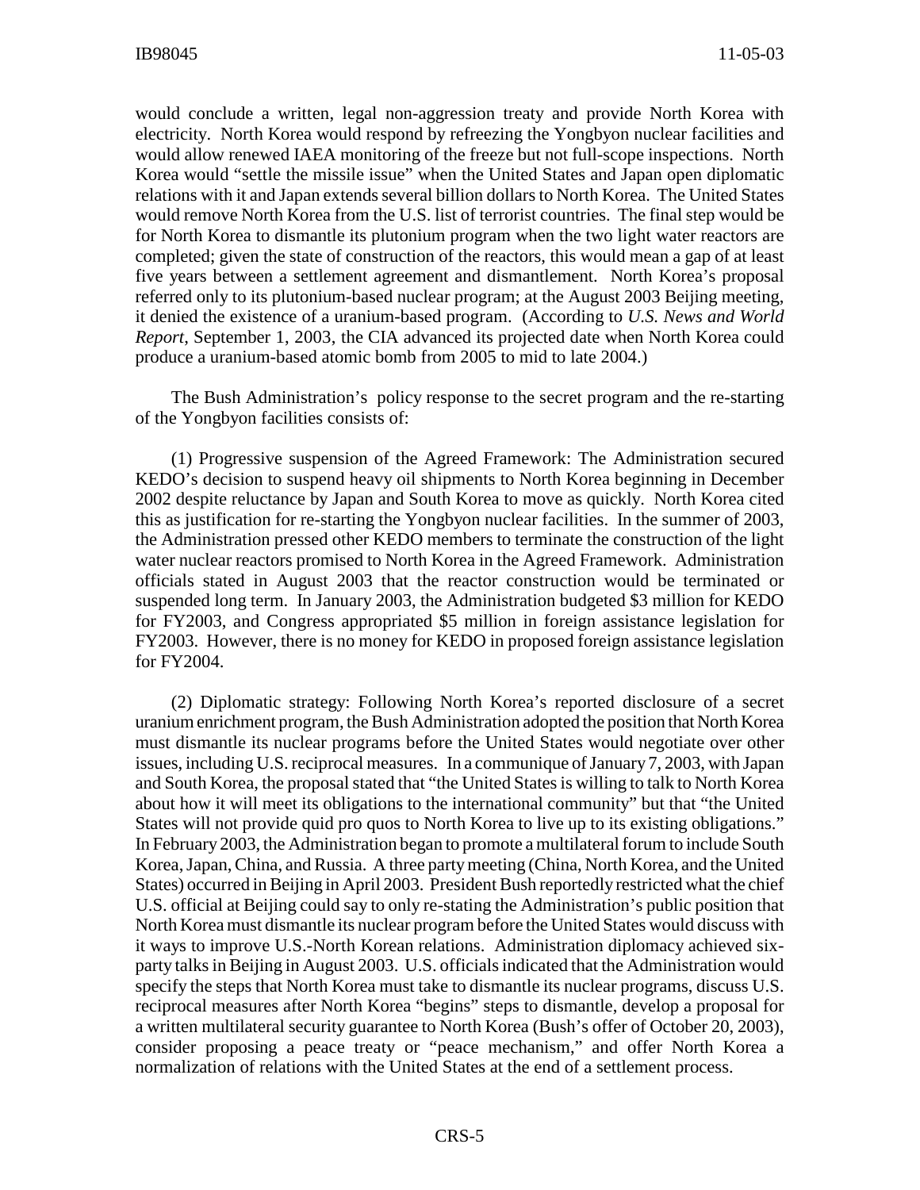would conclude a written, legal non-aggression treaty and provide North Korea with electricity. North Korea would respond by refreezing the Yongbyon nuclear facilities and would allow renewed IAEA monitoring of the freeze but not full-scope inspections. North Korea would "settle the missile issue" when the United States and Japan open diplomatic relations with it and Japan extends several billion dollars to North Korea. The United States would remove North Korea from the U.S. list of terrorist countries. The final step would be for North Korea to dismantle its plutonium program when the two light water reactors are completed; given the state of construction of the reactors, this would mean a gap of at least five years between a settlement agreement and dismantlement. North Korea's proposal referred only to its plutonium-based nuclear program; at the August 2003 Beijing meeting, it denied the existence of a uranium-based program. (According to *U.S. News and World Report*, September 1, 2003, the CIA advanced its projected date when North Korea could produce a uranium-based atomic bomb from 2005 to mid to late 2004.)

The Bush Administration's policy response to the secret program and the re-starting of the Yongbyon facilities consists of:

(1) Progressive suspension of the Agreed Framework: The Administration secured KEDO's decision to suspend heavy oil shipments to North Korea beginning in December 2002 despite reluctance by Japan and South Korea to move as quickly. North Korea cited this as justification for re-starting the Yongbyon nuclear facilities. In the summer of 2003, the Administration pressed other KEDO members to terminate the construction of the light water nuclear reactors promised to North Korea in the Agreed Framework. Administration officials stated in August 2003 that the reactor construction would be terminated or suspended long term. In January 2003, the Administration budgeted $3 million for KEDO for FY2003, and Congress appropriated $5 million in foreign assistance legislation for FY2003. However, there is no money for KEDO in proposed foreign assistance legislation for FY2004.

(2) Diplomatic strategy: Following North Korea's reported disclosure of a secret uranium enrichment program, the Bush Administration adopted the position that North Korea must dismantle its nuclear programs before the United States would negotiate over other issues, including U.S. reciprocal measures. In a communique of January 7, 2003, with Japan and South Korea, the proposal stated that "the United States is willing to talk to North Korea about how it will meet its obligations to the international community" but that "the United States will not provide quid pro quos to North Korea to live up to its existing obligations." In February 2003, the Administration began to promote a multilateral forum to include South Korea, Japan, China, and Russia. A three party meeting (China, North Korea, and the United States) occurred in Beijing in April 2003. President Bush reportedly restricted what the chief U.S. official at Beijing could say to only re-stating the Administration's public position that North Korea must dismantle its nuclear program before the United States would discuss with it ways to improve U.S.-North Korean relations. Administration diplomacy achieved six-party talks in Beijing in August 2003. U.S. officials indicated that the Administration would specify the steps that North Korea must take to dismantle its nuclear programs, discuss U.S. reciprocal measures after North Korea "begins" steps to dismantle, develop a proposal for a written multilateral security guarantee to North Korea (Bush's offer of October 20, 2003), consider proposing a peace treaty or "peace mechanism," and offer North Korea a normalization of relations with the United States at the end of a settlement process.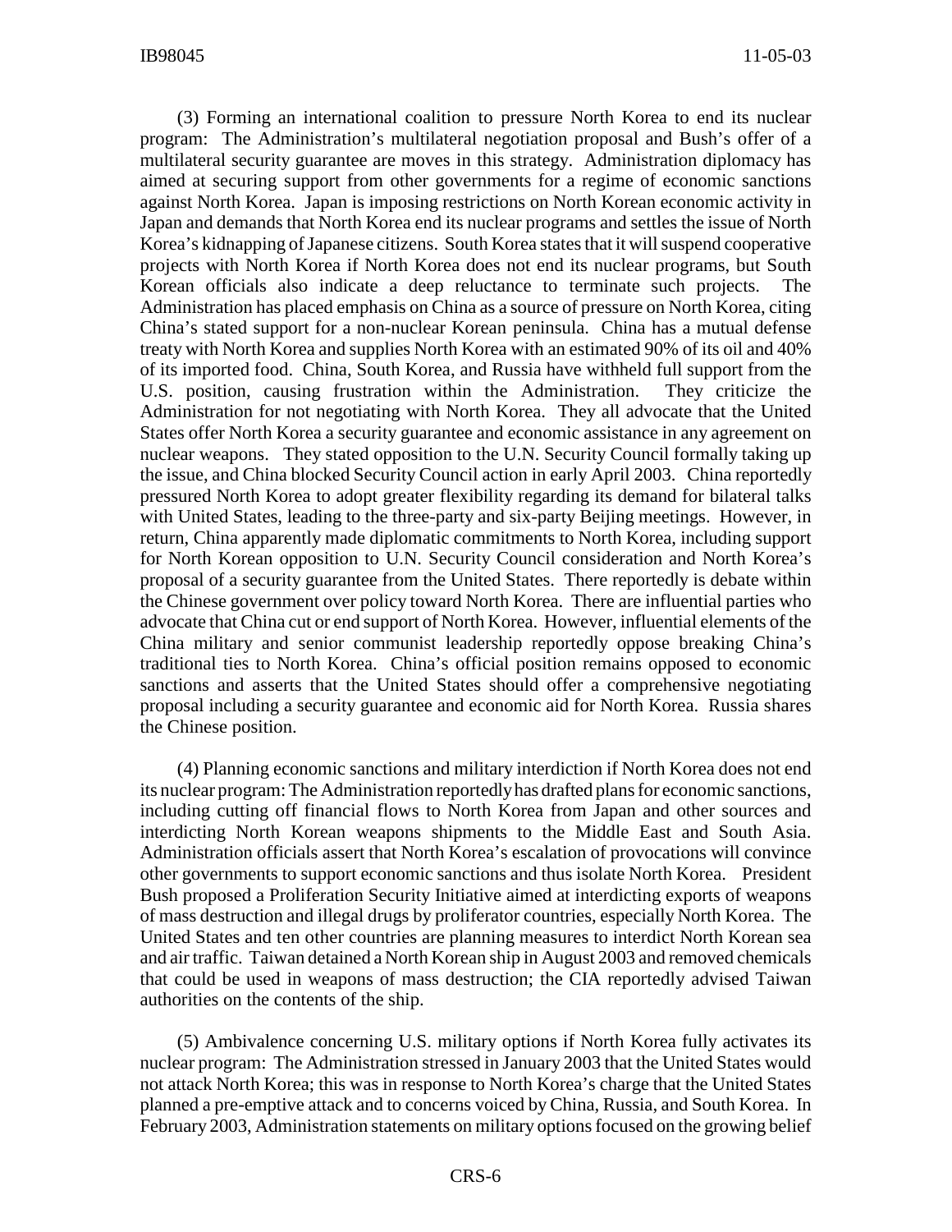(3) Forming an international coalition to pressure North Korea to end its nuclear program: The Administration's multilateral negotiation proposal and Bush's offer of a multilateral security guarantee are moves in this strategy. Administration diplomacy has aimed at securing support from other governments for a regime of economic sanctions against North Korea. Japan is imposing restrictions on North Korean economic activity in Japan and demands that North Korea end its nuclear programs and settles the issue of North Korea's kidnapping of Japanese citizens. South Korea states that it will suspend cooperative projects with North Korea if North Korea does not end its nuclear programs, but South Korean officials also indicate a deep reluctance to terminate such projects. The Administration has placed emphasis on China as a source of pressure on North Korea, citing China's stated support for a non-nuclear Korean peninsula. China has a mutual defense treaty with North Korea and supplies North Korea with an estimated 90% of its oil and 40% of its imported food. China, South Korea, and Russia have withheld full support from the U.S. position, causing frustration within the Administration. They criticize the Administration for not negotiating with North Korea. They all advocate that the United States offer North Korea a security guarantee and economic assistance in any agreement on nuclear weapons. They stated opposition to the U.N. Security Council formally taking up the issue, and China blocked Security Council action in early April 2003. China reportedly pressured North Korea to adopt greater flexibility regarding its demand for bilateral talks with United States, leading to the three-party and six-party Beijing meetings. However, in return, China apparently made diplomatic commitments to North Korea, including support for North Korean opposition to U.N. Security Council consideration and North Korea's proposal of a security guarantee from the United States. There reportedly is debate within the Chinese government over policy toward North Korea. There are influential parties who advocate that China cut or end support of North Korea. However, influential elements of the China military and senior communist leadership reportedly oppose breaking China's traditional ties to North Korea. China's official position remains opposed to economic sanctions and asserts that the United States should offer a comprehensive negotiating proposal including a security guarantee and economic aid for North Korea. Russia shares the Chinese position.

(4) Planning economic sanctions and military interdiction if North Korea does not end its nuclear program: The Administration reportedly has drafted plans for economic sanctions, including cutting off financial flows to North Korea from Japan and other sources and interdicting North Korean weapons shipments to the Middle East and South Asia. Administration officials assert that North Korea's escalation of provocations will convince other governments to support economic sanctions and thus isolate North Korea. President Bush proposed a Proliferation Security Initiative aimed at interdicting exports of weapons of mass destruction and illegal drugs by proliferator countries, especially North Korea. The United States and ten other countries are planning measures to interdict North Korean sea and air traffic. Taiwan detained a North Korean ship in August 2003 and removed chemicals that could be used in weapons of mass destruction; the CIA reportedly advised Taiwan authorities on the contents of the ship.

(5) Ambivalence concerning U.S. military options if North Korea fully activates its nuclear program: The Administration stressed in January 2003 that the United States would not attack North Korea; this was in response to North Korea's charge that the United States planned a pre-emptive attack and to concerns voiced by China, Russia, and South Korea. In February 2003, Administration statements on military options focused on the growing belief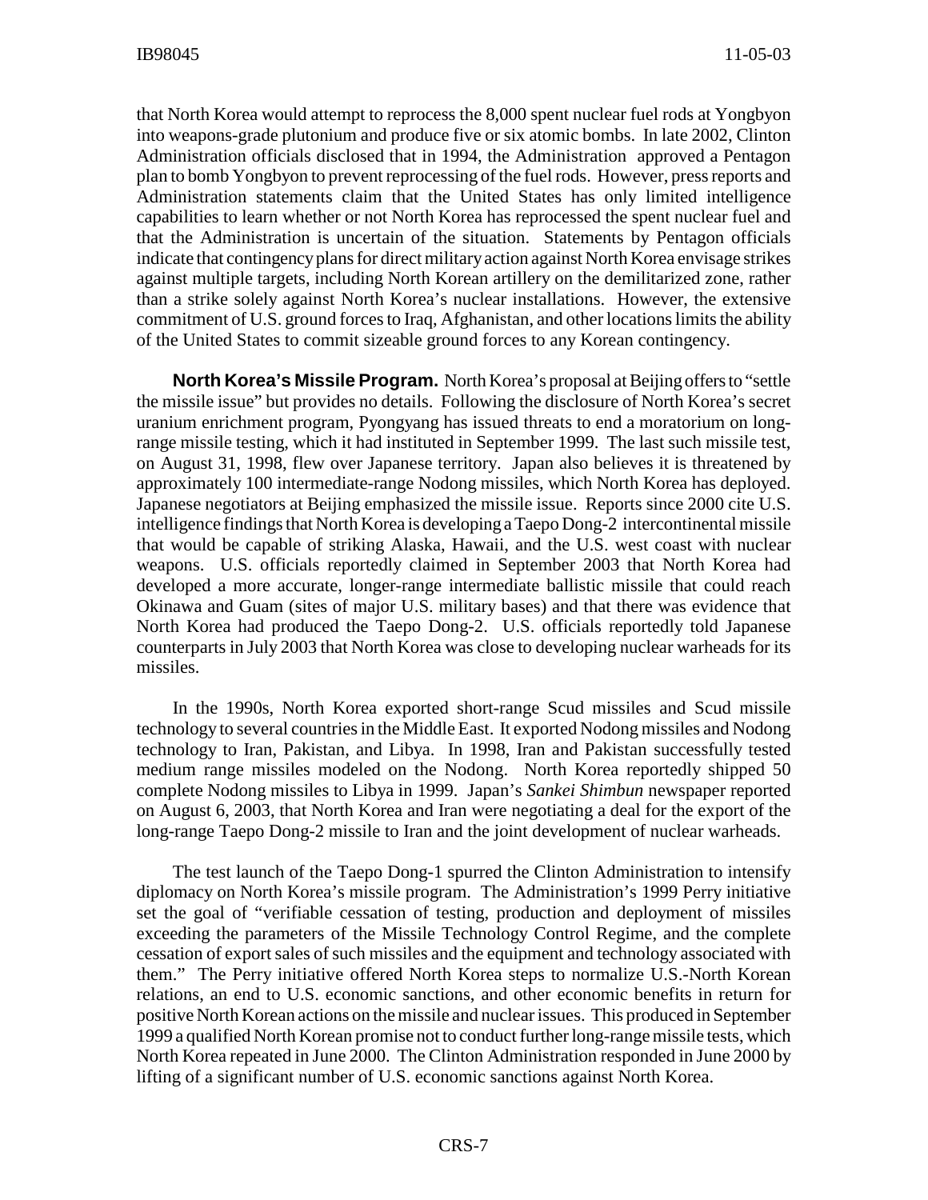that North Korea would attempt to reprocess the 8,000 spent nuclear fuel rods at Yongbyon into weapons-grade plutonium and produce five or six atomic bombs. In late 2002, Clinton Administration officials disclosed that in 1994, the Administration approved a Pentagon plan to bomb Yongbyon to prevent reprocessing of the fuel rods. However, press reports and Administration statements claim that the United States has only limited intelligence capabilities to learn whether or not North Korea has reprocessed the spent nuclear fuel and that the Administration is uncertain of the situation. Statements by Pentagon officials indicate that contingency plans for direct military action against North Korea envisage strikes against multiple targets, including North Korean artillery on the demilitarized zone, rather than a strike solely against North Korea's nuclear installations. However, the extensive commitment of U.S. ground forces to Iraq, Afghanistan, and other locations limits the ability of the United States to commit sizeable ground forces to any Korean contingency.

**North Korea's Missile Program.** North Korea's proposal at Beijing offers to "settle the missile issue" but provides no details. Following the disclosure of North Korea's secret uranium enrichment program, Pyongyang has issued threats to end a moratorium on long-range missile testing, which it had instituted in September 1999. The last such missile test, on August 31, 1998, flew over Japanese territory. Japan also believes it is threatened by approximately 100 intermediate-range Nodong missiles, which North Korea has deployed. Japanese negotiators at Beijing emphasized the missile issue. Reports since 2000 cite U.S. intelligence findings that North Korea is developing a Taepo Dong-2 intercontinental missile that would be capable of striking Alaska, Hawaii, and the U.S. west coast with nuclear weapons. U.S. officials reportedly claimed in September 2003 that North Korea had developed a more accurate, longer-range intermediate ballistic missile that could reach Okinawa and Guam (sites of major U.S. military bases) and that there was evidence that North Korea had produced the Taepo Dong-2. U.S. officials reportedly told Japanese counterparts in July 2003 that North Korea was close to developing nuclear warheads for its missiles.

In the 1990s, North Korea exported short-range Scud missiles and Scud missile technology to several countries in the Middle East. It exported Nodong missiles and Nodong technology to Iran, Pakistan, and Libya. In 1998, Iran and Pakistan successfully tested medium range missiles modeled on the Nodong. North Korea reportedly shipped 50 complete Nodong missiles to Libya in 1999. Japan's *Sankei Shimbun* newspaper reported on August 6, 2003, that North Korea and Iran were negotiating a deal for the export of the long-range Taepo Dong-2 missile to Iran and the joint development of nuclear warheads.

The test launch of the Taepo Dong-1 spurred the Clinton Administration to intensify diplomacy on North Korea's missile program. The Administration's 1999 Perry initiative set the goal of "verifiable cessation of testing, production and deployment of missiles exceeding the parameters of the Missile Technology Control Regime, and the complete cessation of export sales of such missiles and the equipment and technology associated with them." The Perry initiative offered North Korea steps to normalize U.S.-North Korean relations, an end to U.S. economic sanctions, and other economic benefits in return for positive North Korean actions on the missile and nuclear issues. This produced in September 1999 a qualified North Korean promise not to conduct further long-range missile tests, which North Korea repeated in June 2000. The Clinton Administration responded in June 2000 by lifting of a significant number of U.S. economic sanctions against North Korea.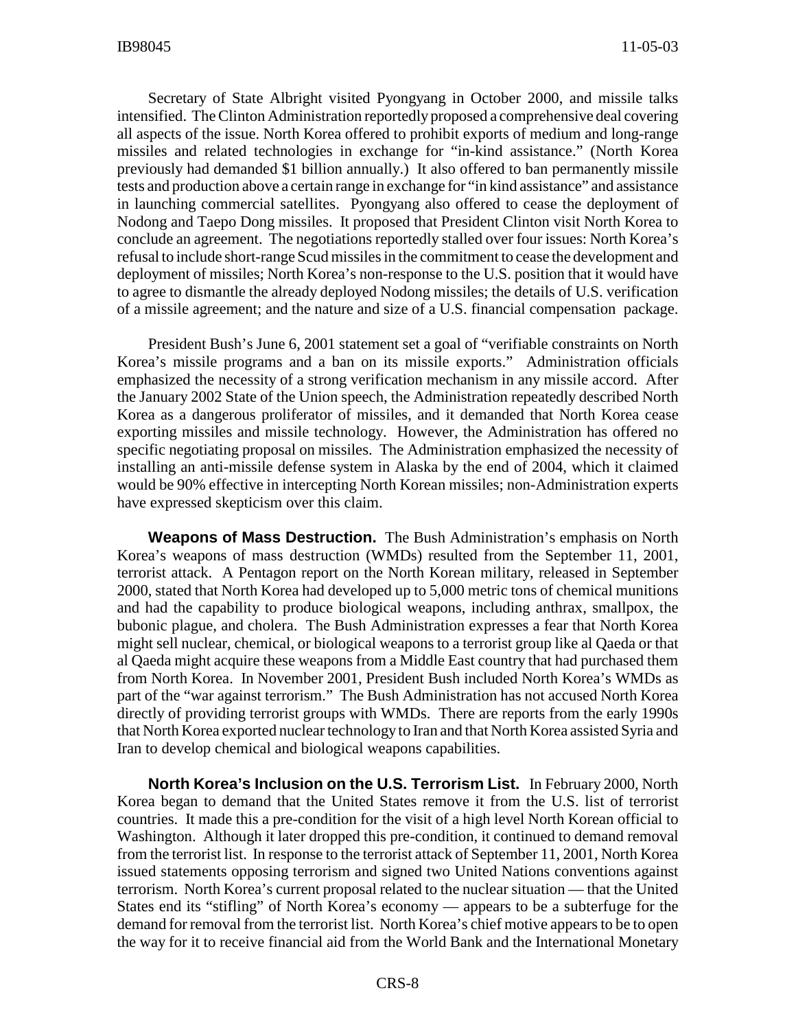Secretary of State Albright visited Pyongyang in October 2000, and missile talks intensified. The Clinton Administration reportedly proposed a comprehensive deal covering all aspects of the issue. North Korea offered to prohibit exports of medium and long-range missiles and related technologies in exchange for "in-kind assistance." (North Korea previously had demanded $1 billion annually.) It also offered to ban permanently missile tests and production above a certain range in exchange for "in kind assistance" and assistance in launching commercial satellites. Pyongyang also offered to cease the deployment of Nodong and Taepo Dong missiles. It proposed that President Clinton visit North Korea to conclude an agreement. The negotiations reportedly stalled over four issues: North Korea's refusal to include short-range Scud missiles in the commitment to cease the development and deployment of missiles; North Korea's non-response to the U.S. position that it would have to agree to dismantle the already deployed Nodong missiles; the details of U.S. verification of a missile agreement; and the nature and size of a U.S. financial compensation package.

President Bush's June 6, 2001 statement set a goal of "verifiable constraints on North Korea's missile programs and a ban on its missile exports." Administration officials emphasized the necessity of a strong verification mechanism in any missile accord. After the January 2002 State of the Union speech, the Administration repeatedly described North Korea as a dangerous proliferator of missiles, and it demanded that North Korea cease exporting missiles and missile technology. However, the Administration has offered no specific negotiating proposal on missiles. The Administration emphasized the necessity of installing an anti-missile defense system in Alaska by the end of 2004, which it claimed would be 90% effective in intercepting North Korean missiles; non-Administration experts have expressed skepticism over this claim.

**Weapons of Mass Destruction.** The Bush Administration's emphasis on North Korea's weapons of mass destruction (WMDs) resulted from the September 11, 2001, terrorist attack. A Pentagon report on the North Korean military, released in September 2000, stated that North Korea had developed up to 5,000 metric tons of chemical munitions and had the capability to produce biological weapons, including anthrax, smallpox, the bubonic plague, and cholera. The Bush Administration expresses a fear that North Korea might sell nuclear, chemical, or biological weapons to a terrorist group like al Qaeda or that al Qaeda might acquire these weapons from a Middle East country that had purchased them from North Korea. In November 2001, President Bush included North Korea's WMDs as part of the "war against terrorism." The Bush Administration has not accused North Korea directly of providing terrorist groups with WMDs. There are reports from the early 1990s that North Korea exported nuclear technology to Iran and that North Korea assisted Syria and Iran to develop chemical and biological weapons capabilities.

**North Korea's Inclusion on the U.S. Terrorism List.** In February 2000, North Korea began to demand that the United States remove it from the U.S. list of terrorist countries. It made this a pre-condition for the visit of a high level North Korean official to Washington. Although it later dropped this pre-condition, it continued to demand removal from the terrorist list. In response to the terrorist attack of September 11, 2001, North Korea issued statements opposing terrorism and signed two United Nations conventions against terrorism. North Korea's current proposal related to the nuclear situation — that the United States end its "stifling" of North Korea's economy — appears to be a subterfuge for the demand for removal from the terrorist list. North Korea's chief motive appears to be to open the way for it to receive financial aid from the World Bank and the International Monetary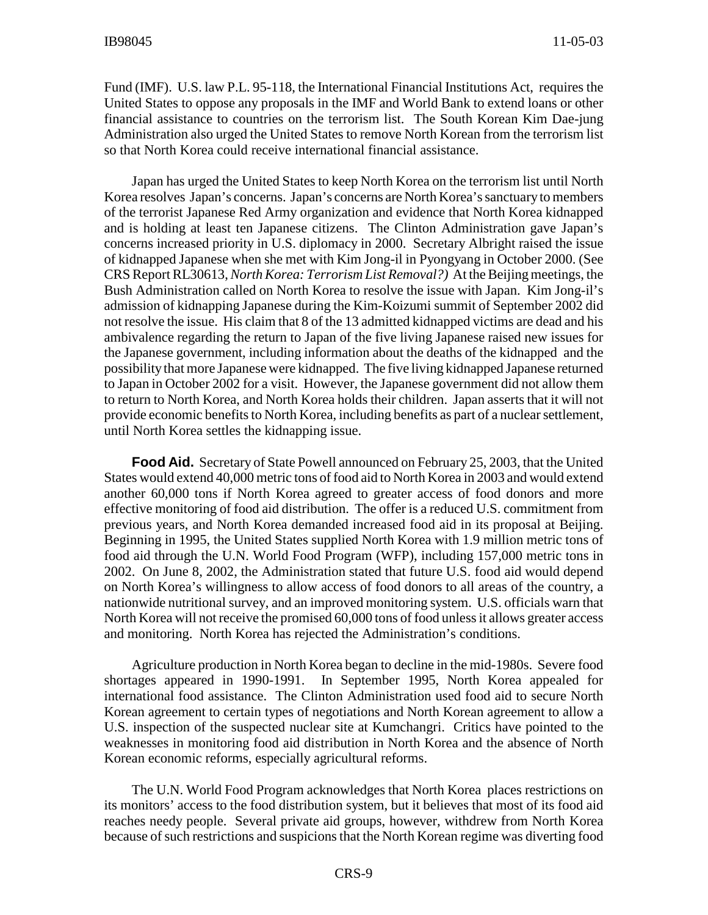Fund (IMF). U.S. law P.L. 95-118, the International Financial Institutions Act, requires the United States to oppose any proposals in the IMF and World Bank to extend loans or other financial assistance to countries on the terrorism list. The South Korean Kim Dae-jung Administration also urged the United States to remove North Korean from the terrorism list so that North Korea could receive international financial assistance.

Japan has urged the United States to keep North Korea on the terrorism list until North Korea resolves Japan's concerns. Japan's concerns are North Korea's sanctuary to members of the terrorist Japanese Red Army organization and evidence that North Korea kidnapped and is holding at least ten Japanese citizens. The Clinton Administration gave Japan's concerns increased priority in U.S. diplomacy in 2000. Secretary Albright raised the issue of kidnapped Japanese when she met with Kim Jong-il in Pyongyang in October 2000. (See CRS Report RL30613, *North Korea: Terrorism List Removal?)* At the Beijing meetings, the Bush Administration called on North Korea to resolve the issue with Japan. Kim Jong-il's admission of kidnapping Japanese during the Kim-Koizumi summit of September 2002 did not resolve the issue. His claim that 8 of the 13 admitted kidnapped victims are dead and his ambivalence regarding the return to Japan of the five living Japanese raised new issues for the Japanese government, including information about the deaths of the kidnapped and the possibility that more Japanese were kidnapped. The five living kidnapped Japanese returned to Japan in October 2002 for a visit. However, the Japanese government did not allow them to return to North Korea, and North Korea holds their children. Japan asserts that it will not provide economic benefits to North Korea, including benefits as part of a nuclear settlement, until North Korea settles the kidnapping issue.

**Food Aid.** Secretary of State Powell announced on February 25, 2003, that the United States would extend 40,000 metric tons of food aid to North Korea in 2003 and would extend another 60,000 tons if North Korea agreed to greater access of food donors and more effective monitoring of food aid distribution. The offer is a reduced U.S. commitment from previous years, and North Korea demanded increased food aid in its proposal at Beijing. Beginning in 1995, the United States supplied North Korea with 1.9 million metric tons of food aid through the U.N. World Food Program (WFP), including 157,000 metric tons in 2002. On June 8, 2002, the Administration stated that future U.S. food aid would depend on North Korea's willingness to allow access of food donors to all areas of the country, a nationwide nutritional survey, and an improved monitoring system. U.S. officials warn that North Korea will not receive the promised 60,000 tons of food unless it allows greater access and monitoring. North Korea has rejected the Administration's conditions.

Agriculture production in North Korea began to decline in the mid-1980s. Severe food shortages appeared in 1990-1991. In September 1995, North Korea appealed for international food assistance. The Clinton Administration used food aid to secure North Korean agreement to certain types of negotiations and North Korean agreement to allow a U.S. inspection of the suspected nuclear site at Kumchangri. Critics have pointed to the weaknesses in monitoring food aid distribution in North Korea and the absence of North Korean economic reforms, especially agricultural reforms.

The U.N. World Food Program acknowledges that North Korea places restrictions on its monitors' access to the food distribution system, but it believes that most of its food aid reaches needy people. Several private aid groups, however, withdrew from North Korea because of such restrictions and suspicions that the North Korean regime was diverting food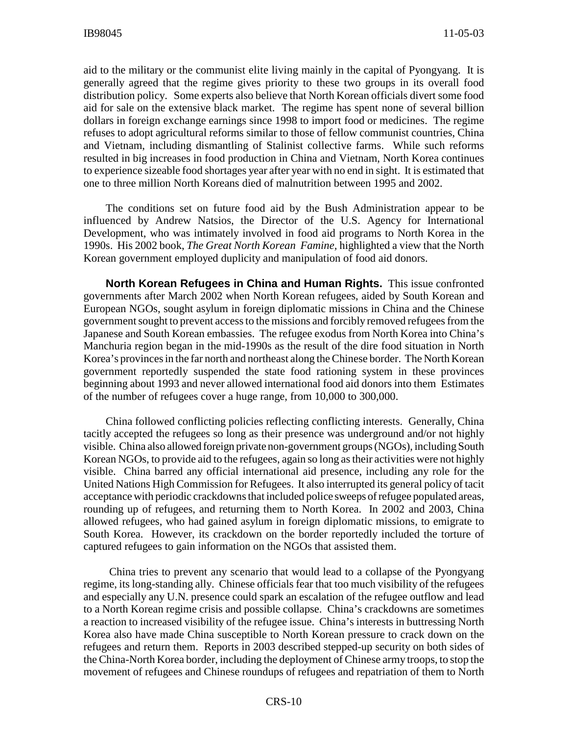aid to the military or the communist elite living mainly in the capital of Pyongyang. It is generally agreed that the regime gives priority to these two groups in its overall food distribution policy. Some experts also believe that North Korean officials divert some food aid for sale on the extensive black market. The regime has spent none of several billion dollars in foreign exchange earnings since 1998 to import food or medicines. The regime refuses to adopt agricultural reforms similar to those of fellow communist countries, China and Vietnam, including dismantling of Stalinist collective farms. While such reforms resulted in big increases in food production in China and Vietnam, North Korea continues to experience sizeable food shortages year after year with no end in sight. It is estimated that one to three million North Koreans died of malnutrition between 1995 and 2002.

The conditions set on future food aid by the Bush Administration appear to be influenced by Andrew Natsios, the Director of the U.S. Agency for International Development, who was intimately involved in food aid programs to North Korea in the 1990s. His 2002 book, *The Great North Korean Famine,* highlighted a view that the North Korean government employed duplicity and manipulation of food aid donors.

**North Korean Refugees in China and Human Rights.** This issue confronted governments after March 2002 when North Korean refugees, aided by South Korean and European NGOs, sought asylum in foreign diplomatic missions in China and the Chinese government sought to prevent access to the missions and forcibly removed refugees from the Japanese and South Korean embassies. The refugee exodus from North Korea into China's Manchuria region began in the mid-1990s as the result of the dire food situation in North Korea's provinces in the far north and northeast along the Chinese border. The North Korean government reportedly suspended the state food rationing system in these provinces beginning about 1993 and never allowed international food aid donors into them Estimates of the number of refugees cover a huge range, from 10,000 to 300,000.

China followed conflicting policies reflecting conflicting interests. Generally, China tacitly accepted the refugees so long as their presence was underground and/or not highly visible. China also allowed foreign private non-government groups (NGOs), including South Korean NGOs, to provide aid to the refugees, again so long as their activities were not highly visible. China barred any official international aid presence, including any role for the United Nations High Commission for Refugees. It also interrupted its general policy of tacit acceptance with periodic crackdowns that included police sweeps of refugee populated areas, rounding up of refugees, and returning them to North Korea. In 2002 and 2003, China allowed refugees, who had gained asylum in foreign diplomatic missions, to emigrate to South Korea. However, its crackdown on the border reportedly included the torture of captured refugees to gain information on the NGOs that assisted them.

China tries to prevent any scenario that would lead to a collapse of the Pyongyang regime, its long-standing ally. Chinese officials fear that too much visibility of the refugees and especially any U.N. presence could spark an escalation of the refugee outflow and lead to a North Korean regime crisis and possible collapse. China's crackdowns are sometimes a reaction to increased visibility of the refugee issue. China's interests in buttressing North Korea also have made China susceptible to North Korean pressure to crack down on the refugees and return them. Reports in 2003 described stepped-up security on both sides of the China-North Korea border, including the deployment of Chinese army troops, to stop the movement of refugees and Chinese roundups of refugees and repatriation of them to North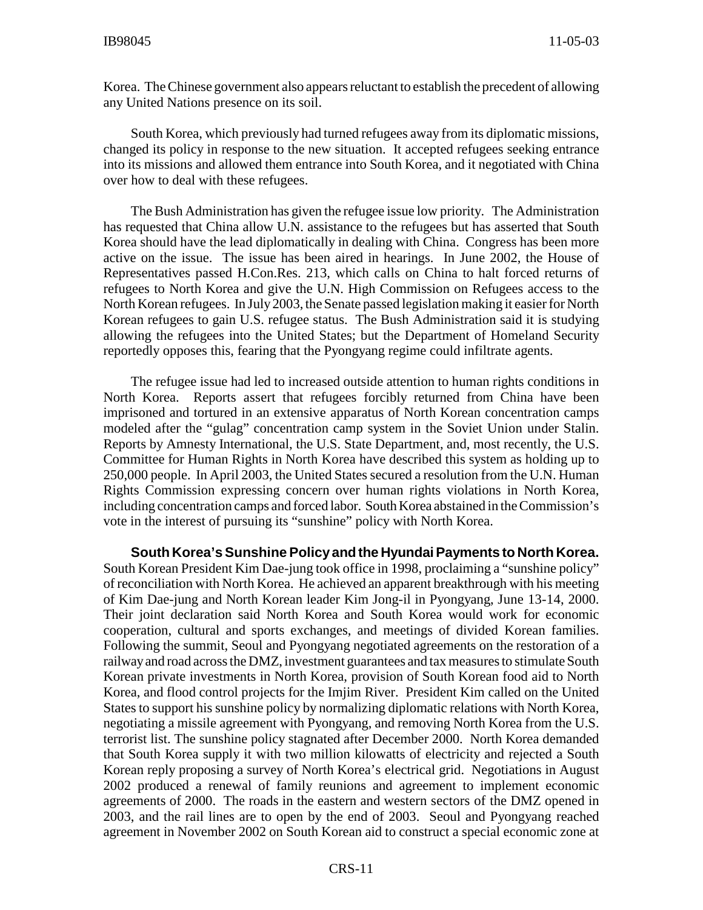Korea. The Chinese government also appears reluctant to establish the precedent of allowing any United Nations presence on its soil.

South Korea, which previously had turned refugees away from its diplomatic missions, changed its policy in response to the new situation. It accepted refugees seeking entrance into its missions and allowed them entrance into South Korea, and it negotiated with China over how to deal with these refugees.

The Bush Administration has given the refugee issue low priority. The Administration has requested that China allow U.N. assistance to the refugees but has asserted that South Korea should have the lead diplomatically in dealing with China. Congress has been more active on the issue. The issue has been aired in hearings. In June 2002, the House of Representatives passed H.Con.Res. 213, which calls on China to halt forced returns of refugees to North Korea and give the U.N. High Commission on Refugees access to the North Korean refugees. In July 2003, the Senate passed legislation making it easier for North Korean refugees to gain U.S. refugee status. The Bush Administration said it is studying allowing the refugees into the United States; but the Department of Homeland Security reportedly opposes this, fearing that the Pyongyang regime could infiltrate agents.

The refugee issue had led to increased outside attention to human rights conditions in North Korea. Reports assert that refugees forcibly returned from China have been imprisoned and tortured in an extensive apparatus of North Korean concentration camps modeled after the "gulag" concentration camp system in the Soviet Union under Stalin. Reports by Amnesty International, the U.S. State Department, and, most recently, the U.S. Committee for Human Rights in North Korea have described this system as holding up to 250,000 people. In April 2003, the United States secured a resolution from the U.N. Human Rights Commission expressing concern over human rights violations in North Korea, including concentration camps and forced labor. South Korea abstained in the Commission's vote in the interest of pursuing its "sunshine" policy with North Korea.

**South Korea's Sunshine Policy and the Hyundai Payments to North Korea.** South Korean President Kim Dae-jung took office in 1998, proclaiming a "sunshine policy" of reconciliation with North Korea. He achieved an apparent breakthrough with his meeting of Kim Dae-jung and North Korean leader Kim Jong-il in Pyongyang, June 13-14, 2000. Their joint declaration said North Korea and South Korea would work for economic cooperation, cultural and sports exchanges, and meetings of divided Korean families. Following the summit, Seoul and Pyongyang negotiated agreements on the restoration of a railway and road across the DMZ, investment guarantees and tax measures to stimulate South Korean private investments in North Korea, provision of South Korean food aid to North Korea, and flood control projects for the Imjim River. President Kim called on the United States to support his sunshine policy by normalizing diplomatic relations with North Korea, negotiating a missile agreement with Pyongyang, and removing North Korea from the U.S. terrorist list. The sunshine policy stagnated after December 2000. North Korea demanded that South Korea supply it with two million kilowatts of electricity and rejected a South Korean reply proposing a survey of North Korea's electrical grid. Negotiations in August 2002 produced a renewal of family reunions and agreement to implement economic agreements of 2000. The roads in the eastern and western sectors of the DMZ opened in 2003, and the rail lines are to open by the end of 2003. Seoul and Pyongyang reached agreement in November 2002 on South Korean aid to construct a special economic zone at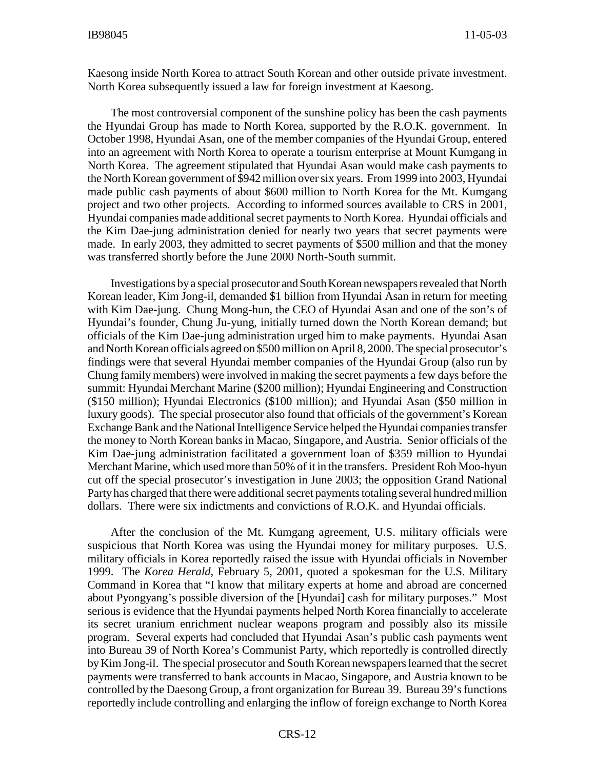Kaesong inside North Korea to attract South Korean and other outside private investment. North Korea subsequently issued a law for foreign investment at Kaesong.

The most controversial component of the sunshine policy has been the cash payments the Hyundai Group has made to North Korea, supported by the R.O.K. government. In October 1998, Hyundai Asan, one of the member companies of the Hyundai Group, entered into an agreement with North Korea to operate a tourism enterprise at Mount Kumgang in North Korea. The agreement stipulated that Hyundai Asan would make cash payments to the North Korean government of $942 million over six years. From 1999 into 2003, Hyundai made public cash payments of about $600 million to North Korea for the Mt. Kumgang project and two other projects. According to informed sources available to CRS in 2001, Hyundai companies made additional secret payments to North Korea. Hyundai officials and the Kim Dae-jung administration denied for nearly two years that secret payments were made. In early 2003, they admitted to secret payments of $500 million and that the money was transferred shortly before the June 2000 North-South summit.

Investigations by a special prosecutor and South Korean newspapers revealed that North Korean leader, Kim Jong-il, demanded $1 billion from Hyundai Asan in return for meeting with Kim Dae-jung. Chung Mong-hun, the CEO of Hyundai Asan and one of the son's of Hyundai's founder, Chung Ju-yung, initially turned down the North Korean demand; but officials of the Kim Dae-jung administration urged him to make payments. Hyundai Asan and North Korean officials agreed on $500 million on April 8, 2000. The special prosecutor's findings were that several Hyundai member companies of the Hyundai Group (also run by Chung family members) were involved in making the secret payments a few days before the summit: Hyundai Merchant Marine ($200 million); Hyundai Engineering and Construction ($150 million); Hyundai Electronics ($100 million); and Hyundai Asan ($50 million in luxury goods). The special prosecutor also found that officials of the government's Korean Exchange Bank and the National Intelligence Service helped the Hyundai companies transfer the money to North Korean banks in Macao, Singapore, and Austria. Senior officials of the Kim Dae-jung administration facilitated a government loan of $359 million to Hyundai Merchant Marine, which used more than 50% of it in the transfers. President Roh Moo-hyun cut off the special prosecutor's investigation in June 2003; the opposition Grand National Party has charged that there were additional secret payments totaling several hundred million dollars. There were six indictments and convictions of R.O.K. and Hyundai officials.

After the conclusion of the Mt. Kumgang agreement, U.S. military officials were suspicious that North Korea was using the Hyundai money for military purposes. U.S. military officials in Korea reportedly raised the issue with Hyundai officials in November 1999. The *Korea Herald*, February 5, 2001, quoted a spokesman for the U.S. Military Command in Korea that "I know that military experts at home and abroad are concerned about Pyongyang's possible diversion of the [Hyundai] cash for military purposes." Most serious is evidence that the Hyundai payments helped North Korea financially to accelerate its secret uranium enrichment nuclear weapons program and possibly also its missile program. Several experts had concluded that Hyundai Asan's public cash payments went into Bureau 39 of North Korea's Communist Party, which reportedly is controlled directly by Kim Jong-il. The special prosecutor and South Korean newspapers learned that the secret payments were transferred to bank accounts in Macao, Singapore, and Austria known to be controlled by the Daesong Group, a front organization for Bureau 39. Bureau 39's functions reportedly include controlling and enlarging the inflow of foreign exchange to North Korea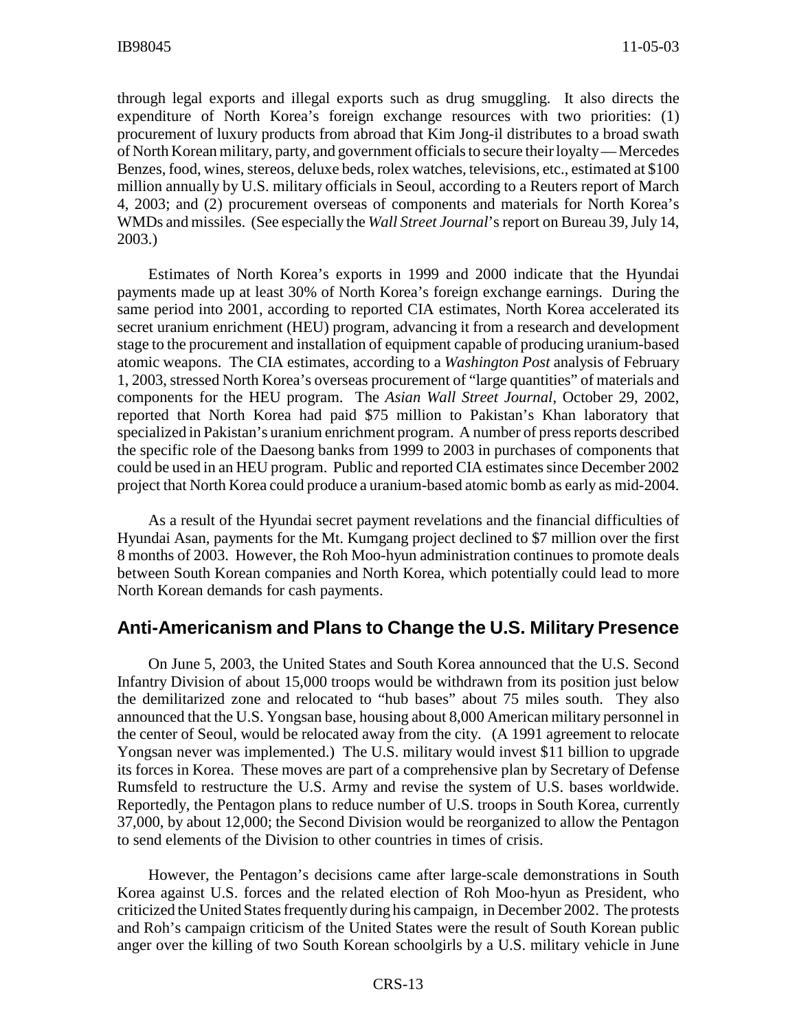through legal exports and illegal exports such as drug smuggling. It also directs the expenditure of North Korea's foreign exchange resources with two priorities: (1) procurement of luxury products from abroad that Kim Jong-il distributes to a broad swath of North Korean military, party, and government officials to secure their loyalty — Mercedes Benzes, food, wines, stereos, deluxe beds, rolex watches, televisions, etc., estimated at $100 million annually by U.S. military officials in Seoul, according to a Reuters report of March 4, 2003; and (2) procurement overseas of components and materials for North Korea's WMDs and missiles. (See especially the *Wall Street Journal*'s report on Bureau 39, July 14, 2003.)

Estimates of North Korea's exports in 1999 and 2000 indicate that the Hyundai payments made up at least 30% of North Korea's foreign exchange earnings. During the same period into 2001, according to reported CIA estimates, North Korea accelerated its secret uranium enrichment (HEU) program, advancing it from a research and development stage to the procurement and installation of equipment capable of producing uranium-based atomic weapons. The CIA estimates, according to a *Washington Post* analysis of February 1, 2003, stressed North Korea's overseas procurement of "large quantities" of materials and components for the HEU program. The *Asian Wall Street Journal*, October 29, 2002, reported that North Korea had paid $75 million to Pakistan's Khan laboratory that specialized in Pakistan's uranium enrichment program. A number of press reports described the specific role of the Daesong banks from 1999 to 2003 in purchases of components that could be used in an HEU program. Public and reported CIA estimates since December 2002 project that North Korea could produce a uranium-based atomic bomb as early as mid-2004.

As a result of the Hyundai secret payment revelations and the financial difficulties of Hyundai Asan, payments for the Mt. Kumgang project declined to $7 million over the first 8 months of 2003. However, the Roh Moo-hyun administration continues to promote deals between South Korean companies and North Korea, which potentially could lead to more North Korean demands for cash payments.

## Anti-Americanism and Plans to Change the U.S. Military Presence

On June 5, 2003, the United States and South Korea announced that the U.S. Second Infantry Division of about 15,000 troops would be withdrawn from its position just below the demilitarized zone and relocated to "hub bases" about 75 miles south. They also announced that the U.S. Yongsan base, housing about 8,000 American military personnel in the center of Seoul, would be relocated away from the city. (A 1991 agreement to relocate Yongsan never was implemented.) The U.S. military would invest $11 billion to upgrade its forces in Korea. These moves are part of a comprehensive plan by Secretary of Defense Rumsfeld to restructure the U.S. Army and revise the system of U.S. bases worldwide. Reportedly, the Pentagon plans to reduce number of U.S. troops in South Korea, currently 37,000, by about 12,000; the Second Division would be reorganized to allow the Pentagon to send elements of the Division to other countries in times of crisis.

However, the Pentagon's decisions came after large-scale demonstrations in South Korea against U.S. forces and the related election of Roh Moo-hyun as President, who criticized the United States frequently during his campaign, in December 2002. The protests and Roh's campaign criticism of the United States were the result of South Korean public anger over the killing of two South Korean schoolgirls by a U.S. military vehicle in June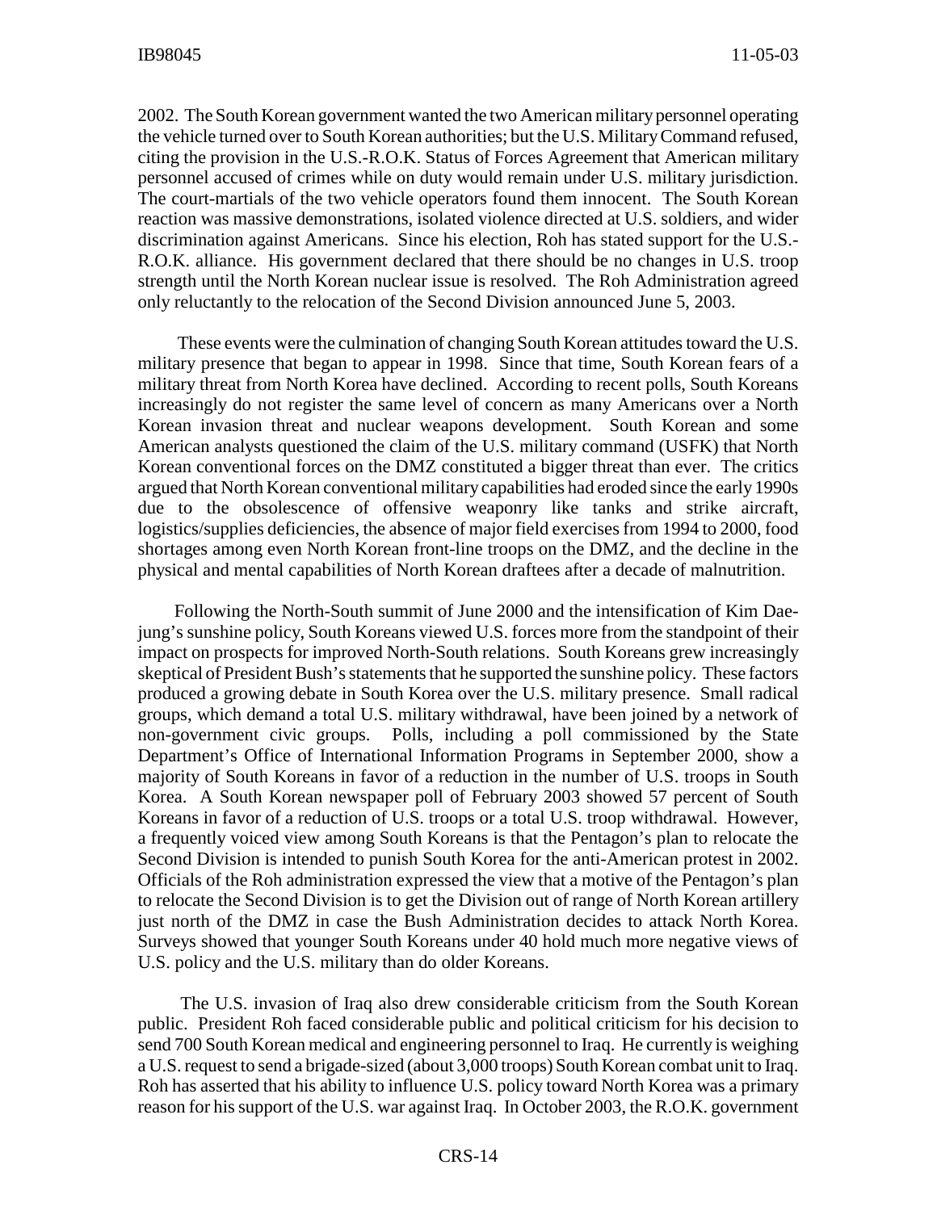2002. The South Korean government wanted the two American military personnel operating the vehicle turned over to South Korean authorities; but the U.S. Military Command refused, citing the provision in the U.S.-R.O.K. Status of Forces Agreement that American military personnel accused of crimes while on duty would remain under U.S. military jurisdiction. The court-martials of the two vehicle operators found them innocent. The South Korean reaction was massive demonstrations, isolated violence directed at U.S. soldiers, and wider discrimination against Americans. Since his election, Roh has stated support for the U.S.-R.O.K. alliance. His government declared that there should be no changes in U.S. troop strength until the North Korean nuclear issue is resolved. The Roh Administration agreed only reluctantly to the relocation of the Second Division announced June 5, 2003.

These events were the culmination of changing South Korean attitudes toward the U.S. military presence that began to appear in 1998. Since that time, South Korean fears of a military threat from North Korea have declined. According to recent polls, South Koreans increasingly do not register the same level of concern as many Americans over a North Korean invasion threat and nuclear weapons development. South Korean and some American analysts questioned the claim of the U.S. military command (USFK) that North Korean conventional forces on the DMZ constituted a bigger threat than ever. The critics argued that North Korean conventional military capabilities had eroded since the early 1990s due to the obsolescence of offensive weaponry like tanks and strike aircraft, logistics/supplies deficiencies, the absence of major field exercises from 1994 to 2000, food shortages among even North Korean front-line troops on the DMZ, and the decline in the physical and mental capabilities of North Korean draftees after a decade of malnutrition.

Following the North-South summit of June 2000 and the intensification of Kim Dae-jung's sunshine policy, South Koreans viewed U.S. forces more from the standpoint of their impact on prospects for improved North-South relations. South Koreans grew increasingly skeptical of President Bush's statements that he supported the sunshine policy. These factors produced a growing debate in South Korea over the U.S. military presence. Small radical groups, which demand a total U.S. military withdrawal, have been joined by a network of non-government civic groups. Polls, including a poll commissioned by the State Department's Office of International Information Programs in September 2000, show a majority of South Koreans in favor of a reduction in the number of U.S. troops in South Korea. A South Korean newspaper poll of February 2003 showed 57 percent of South Koreans in favor of a reduction of U.S. troops or a total U.S. troop withdrawal. However, a frequently voiced view among South Koreans is that the Pentagon's plan to relocate the Second Division is intended to punish South Korea for the anti-American protest in 2002. Officials of the Roh administration expressed the view that a motive of the Pentagon's plan to relocate the Second Division is to get the Division out of range of North Korean artillery just north of the DMZ in case the Bush Administration decides to attack North Korea. Surveys showed that younger South Koreans under 40 hold much more negative views of U.S. policy and the U.S. military than do older Koreans.

The U.S. invasion of Iraq also drew considerable criticism from the South Korean public. President Roh faced considerable public and political criticism for his decision to send 700 South Korean medical and engineering personnel to Iraq. He currently is weighing a U.S. request to send a brigade-sized (about 3,000 troops) South Korean combat unit to Iraq. Roh has asserted that his ability to influence U.S. policy toward North Korea was a primary reason for his support of the U.S. war against Iraq. In October 2003, the R.O.K. government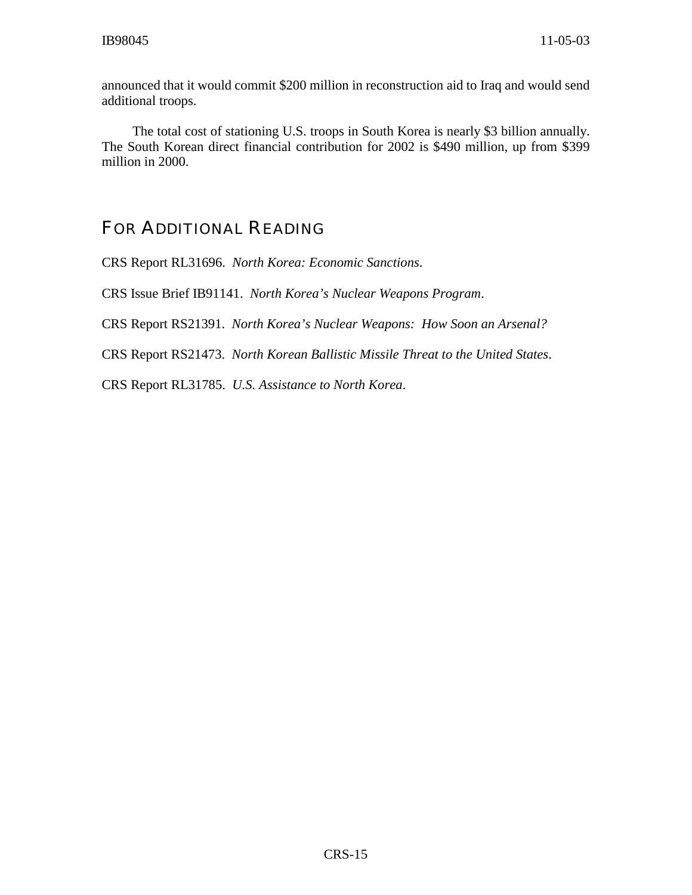announced that it would commit $200 million in reconstruction aid to Iraq and would send additional troops.

The total cost of stationing U.S. troops in South Korea is nearly $3 billion annually. The South Korean direct financial contribution for 2002 is $490 million, up from $399 million in 2000.

## For Additional Reading

CRS Report RL31696. *North Korea: Economic Sanctions*.

CRS Issue Brief IB91141. *North Korea's Nuclear Weapons Program*.

CRS Report RS21391. *North Korea's Nuclear Weapons: How Soon an Arsenal?*

CRS Report RS21473. *North Korean Ballistic Missile Threat to the United States*.

CRS Report RL31785. *U.S. Assistance to North Korea*.